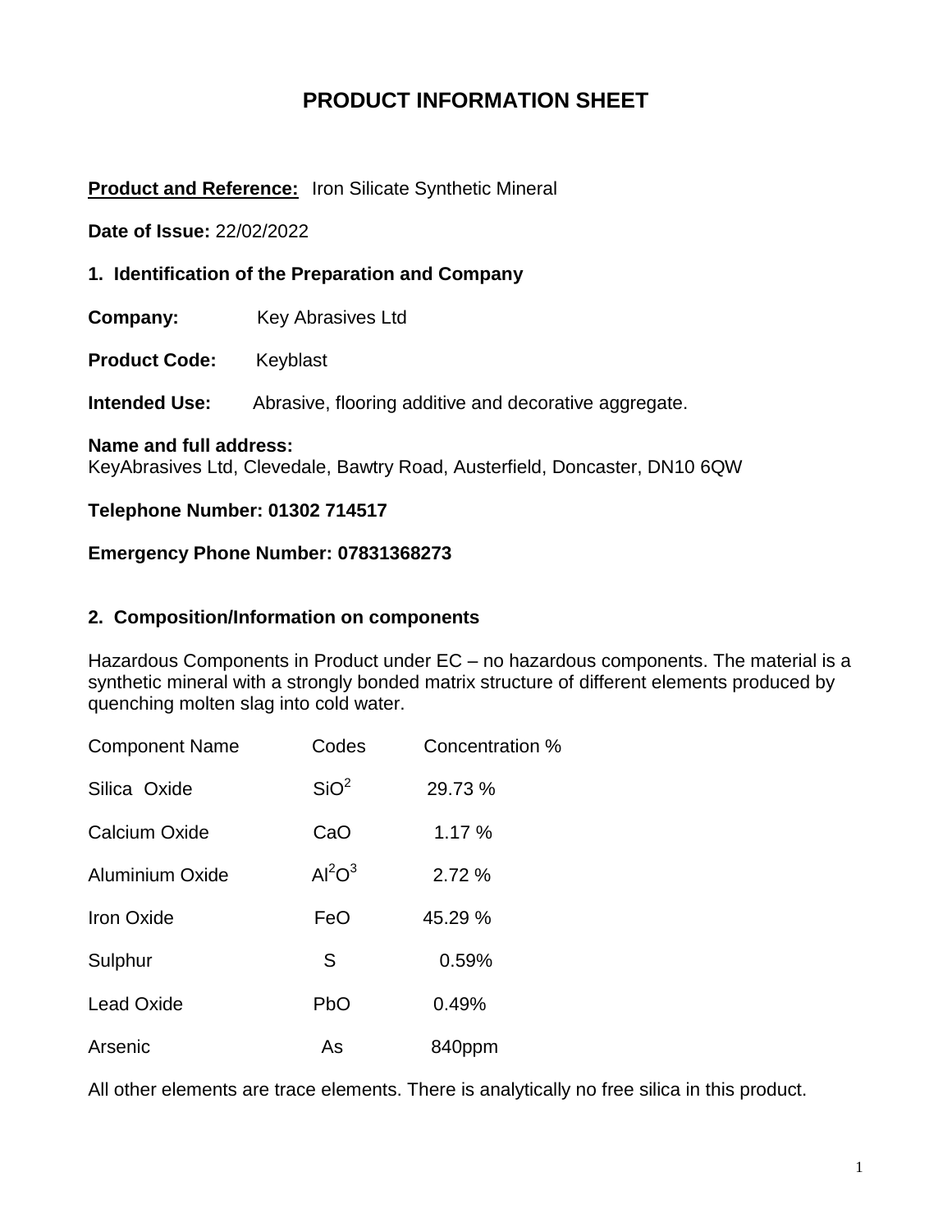# PRODUCT INFORMATION SHEET

**Product and Reference:** Iron Silicate Synthetic Mineral

**Date of Issue:** 22/02/2022

## 1. Identification of the Preparation and Company

**Company:** Key Abrasives Ltd

**Product Code:** Keyblast

**Intended Use:** Abrasive, flooring additive and decorative aggregate.

**Name and full address:**
KeyAbrasives Ltd, Clevedale, Bawtry Road, Austerfield, Doncaster, DN10 6QW

**Telephone Number: 01302 714517**

**Emergency Phone Number: 07831368273**

## 2. Composition/Information on components

Hazardous Components in Product under EC – no hazardous components. The material is a synthetic mineral with a strongly bonded matrix structure of different elements produced by quenching molten slag into cold water.

| Component Name | Codes | Concentration % |
|---|---|---|
| Silica Oxide | $SiO^2$ | 29.73 % |
| Calcium Oxide | CaO | 1.17 % |
| Aluminium Oxide | $Al^2O^3$ | 2.72 % |
| Iron Oxide | FeO | 45.29 % |
| Sulphur | S | 0.59% |
| Lead Oxide | PbO | 0.49% |
| Arsenic | As | 840ppm |

All other elements are trace elements. There is analytically no free silica in this product.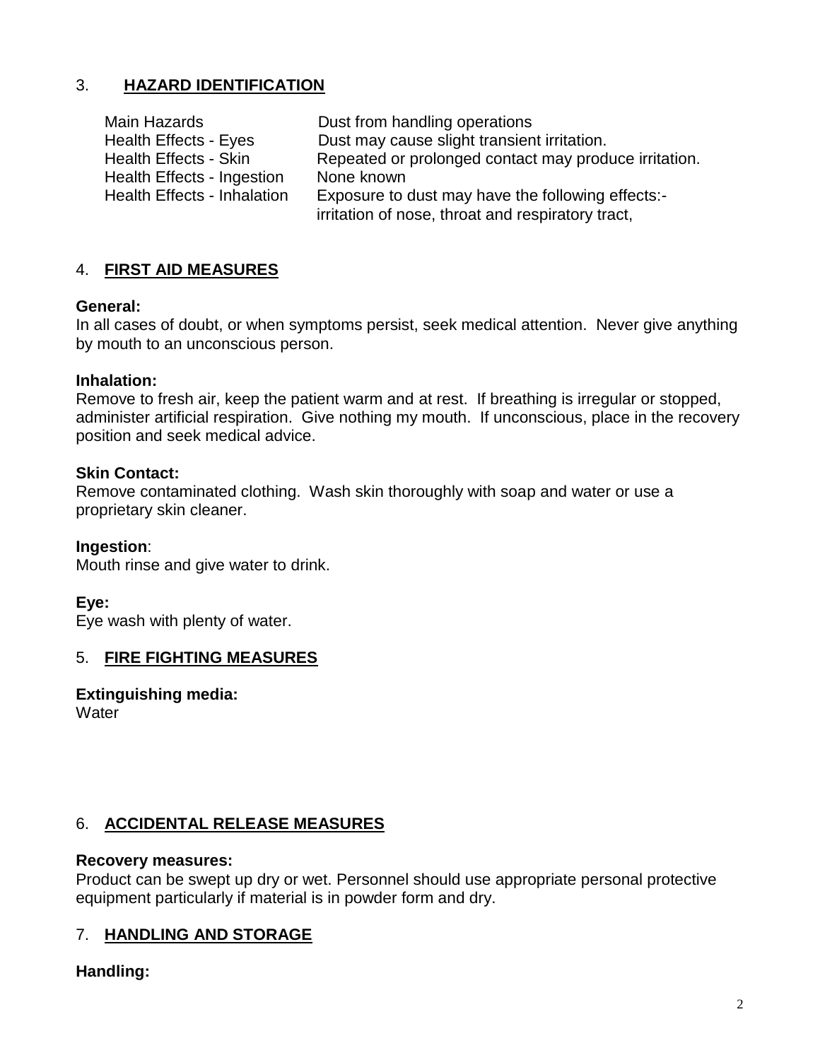## 3. HAZARD IDENTIFICATION

| | |
|---|---|
| Main Hazards | Dust from handling operations |
| Health Effects - Eyes | Dust may cause slight transient irritation. |
| Health Effects - Skin | Repeated or prolonged contact may produce irritation. |
| Health Effects - Ingestion | None known |
| Health Effects - Inhalation | Exposure to dust may have the following effects:- irritation of nose, throat and respiratory tract, |

## 4. FIRST AID MEASURES

**General:**
In all cases of doubt, or when symptoms persist, seek medical attention. Never give anything by mouth to an unconscious person.

**Inhalation:**
Remove to fresh air, keep the patient warm and at rest. If breathing is irregular or stopped, administer artificial respiration. Give nothing my mouth. If unconscious, place in the recovery position and seek medical advice.

**Skin Contact:**
Remove contaminated clothing. Wash skin thoroughly with soap and water or use a proprietary skin cleaner.

**Ingestion**:
Mouth rinse and give water to drink.

**Eye:**
Eye wash with plenty of water.

## 5. FIRE FIGHTING MEASURES

**Extinguishing media:**
Water

## 6. ACCIDENTAL RELEASE MEASURES

**Recovery measures:**
Product can be swept up dry or wet. Personnel should use appropriate personal protective equipment particularly if material is in powder form and dry.

## 7. HANDLING AND STORAGE

**Handling:**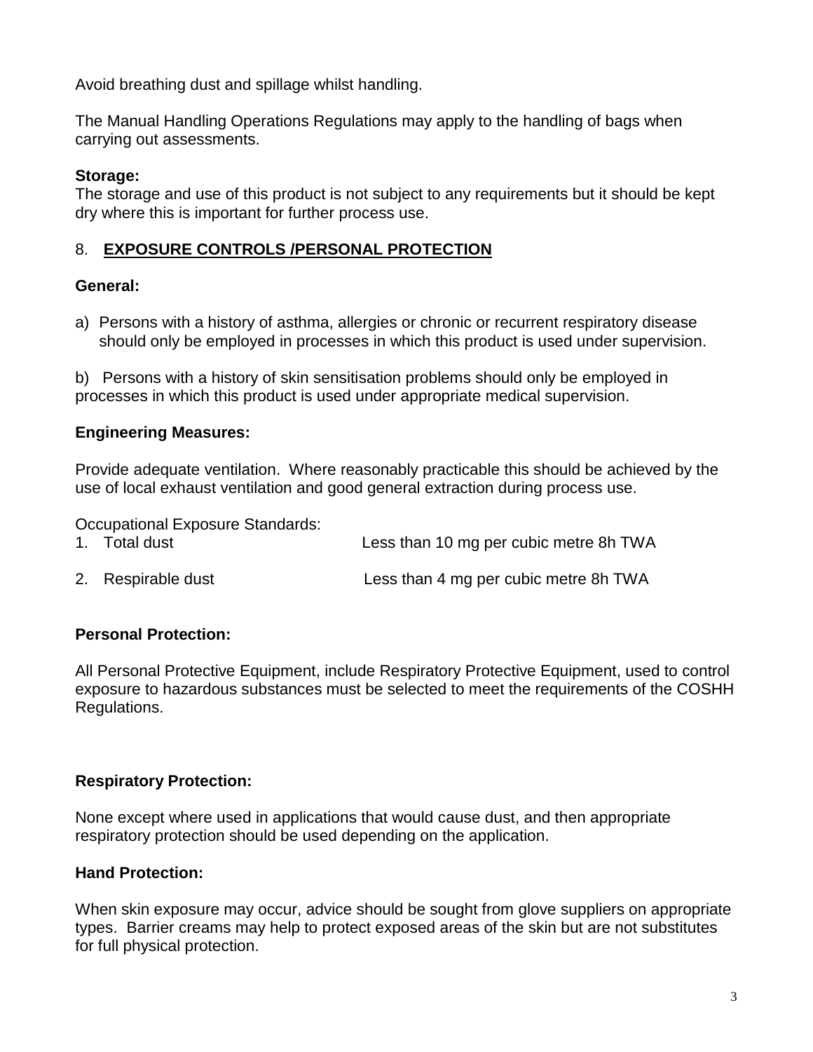Avoid breathing dust and spillage whilst handling.

The Manual Handling Operations Regulations may apply to the handling of bags when carrying out assessments.

**Storage:**
The storage and use of this product is not subject to any requirements but it should be kept dry where this is important for further process use.

## 8. EXPOSURE CONTROLS /PERSONAL PROTECTION

**General:**

a) Persons with a history of asthma, allergies or chronic or recurrent respiratory disease should only be employed in processes in which this product is used under supervision.

b) Persons with a history of skin sensitisation problems should only be employed in processes in which this product is used under appropriate medical supervision.

**Engineering Measures:**

Provide adequate ventilation. Where reasonably practicable this should be achieved by the use of local exhaust ventilation and good general extraction during process use.

Occupational Exposure Standards:

1. Total dust — Less than 10 mg per cubic metre 8h TWA
2. Respirable dust — Less than 4 mg per cubic metre 8h TWA

**Personal Protection:**

All Personal Protective Equipment, include Respiratory Protective Equipment, used to control exposure to hazardous substances must be selected to meet the requirements of the COSHH Regulations.

**Respiratory Protection:**

None except where used in applications that would cause dust, and then appropriate respiratory protection should be used depending on the application.

**Hand Protection:**

When skin exposure may occur, advice should be sought from glove suppliers on appropriate types. Barrier creams may help to protect exposed areas of the skin but are not substitutes for full physical protection.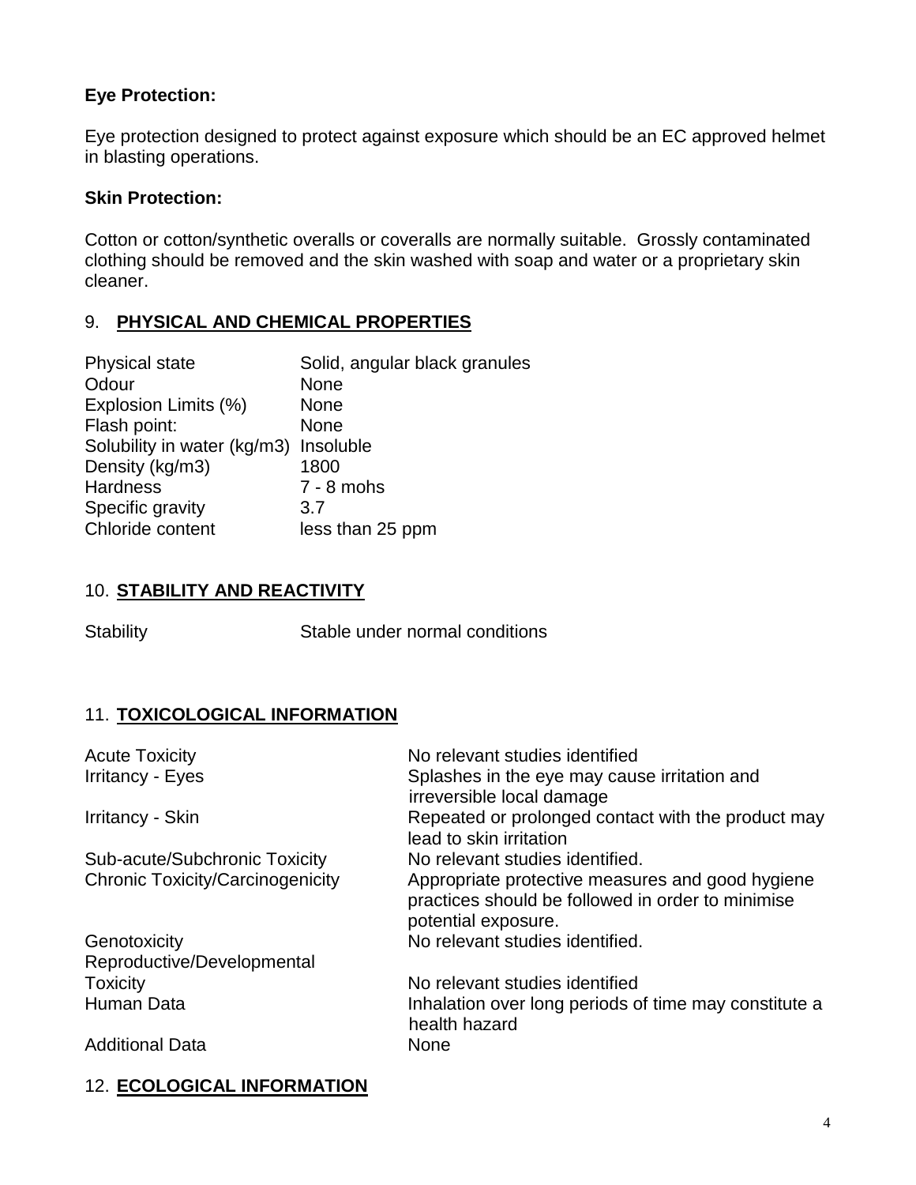**Eye Protection:**

Eye protection designed to protect against exposure which should be an EC approved helmet in blasting operations.

**Skin Protection:**

Cotton or cotton/synthetic overalls or coveralls are normally suitable. Grossly contaminated clothing should be removed and the skin washed with soap and water or a proprietary skin cleaner.

## 9. PHYSICAL AND CHEMICAL PROPERTIES

| | |
|---|---|
| Physical state | Solid, angular black granules |
| Odour | None |
| Explosion Limits (%) | None |
| Flash point: | None |
| Solubility in water (kg/m3) | Insoluble |
| Density (kg/m3) | 1800 |
| Hardness | 7 - 8 mohs |
| Specific gravity | 3.7 |
| Chloride content | less than 25 ppm |

## 10. STABILITY AND REACTIVITY

| | |
|---|---|
| Stability | Stable under normal conditions |

## 11. TOXICOLOGICAL INFORMATION

| | |
|---|---|
| Acute Toxicity | No relevant studies identified |
| Irritancy - Eyes | Splashes in the eye may cause irritation and irreversible local damage |
| Irritancy - Skin | Repeated or prolonged contact with the product may lead to skin irritation |
| Sub-acute/Subchronic Toxicity | No relevant studies identified. |
| Chronic Toxicity/Carcinogenicity | Appropriate protective measures and good hygiene practices should be followed in order to minimise potential exposure. |
| Genotoxicity | No relevant studies identified. |
| Reproductive/Developmental Toxicity | No relevant studies identified |
| Human Data | Inhalation over long periods of time may constitute a health hazard |
| Additional Data | None |

## 12. ECOLOGICAL INFORMATION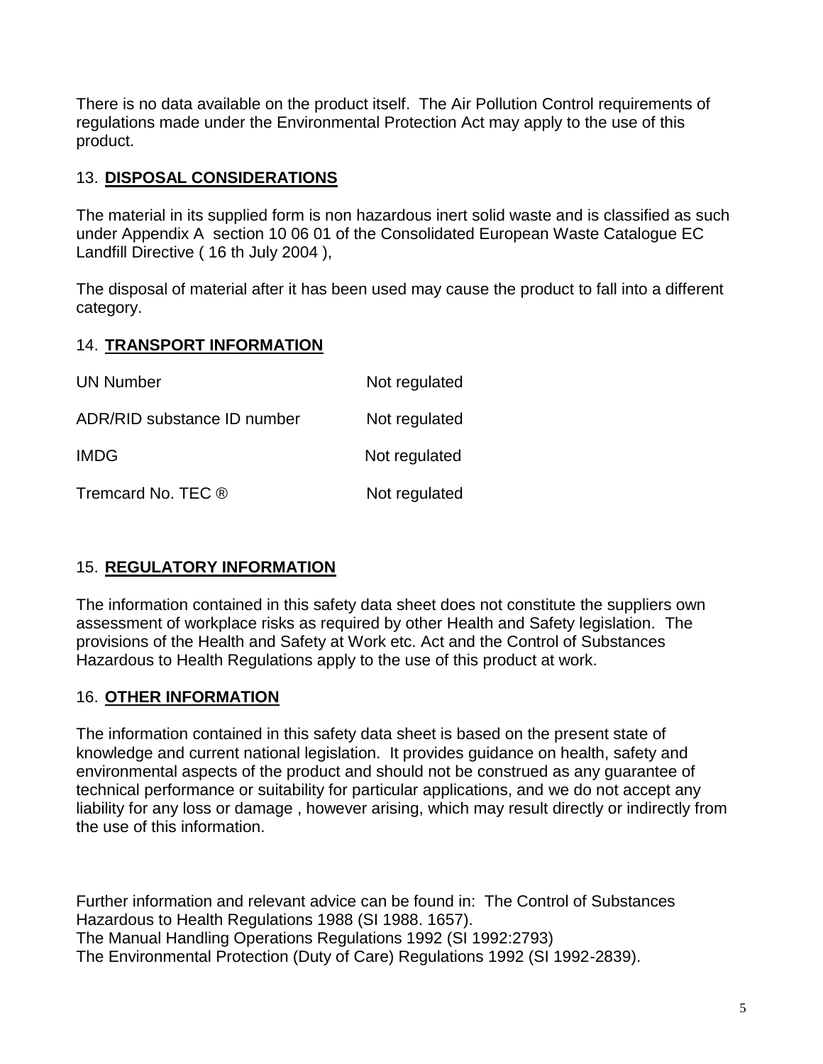There is no data available on the product itself. The Air Pollution Control requirements of regulations made under the Environmental Protection Act may apply to the use of this product.

## 13. **DISPOSAL CONSIDERATIONS**

The material in its supplied form is non hazardous inert solid waste and is classified as such under Appendix A section 10 06 01 of the Consolidated European Waste Catalogue EC Landfill Directive ( 16 th July 2004 ),

The disposal of material after it has been used may cause the product to fall into a different category.

## 14. **TRANSPORT INFORMATION**

| | |
|---|---|
| UN Number | Not regulated |
| ADR/RID substance ID number | Not regulated |
| IMDG | Not regulated |
| Tremcard No. TEC ® | Not regulated |

## 15. **REGULATORY INFORMATION**

The information contained in this safety data sheet does not constitute the suppliers own assessment of workplace risks as required by other Health and Safety legislation. The provisions of the Health and Safety at Work etc. Act and the Control of Substances Hazardous to Health Regulations apply to the use of this product at work.

## 16. **OTHER INFORMATION**

The information contained in this safety data sheet is based on the present state of knowledge and current national legislation. It provides guidance on health, safety and environmental aspects of the product and should not be construed as any guarantee of technical performance or suitability for particular applications, and we do not accept any liability for any loss or damage , however arising, which may result directly or indirectly from the use of this information.

Further information and relevant advice can be found in: The Control of Substances Hazardous to Health Regulations 1988 (SI 1988. 1657).
The Manual Handling Operations Regulations 1992 (SI 1992:2793)
The Environmental Protection (Duty of Care) Regulations 1992 (SI 1992-2839).